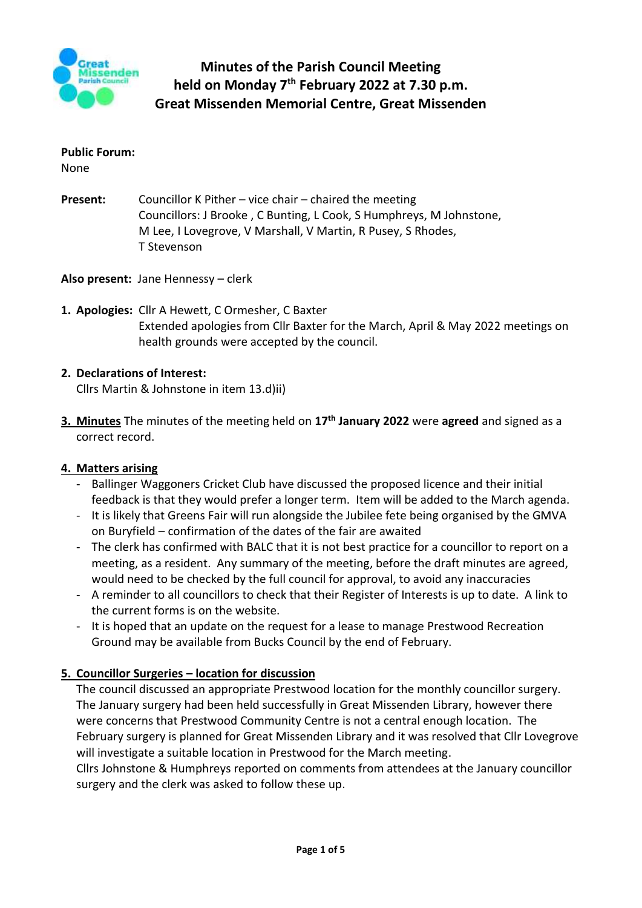# Minutes of the Parish Council Meeting held on Monday 7th February 2022 at 7.30 p.m. Great Missenden Memorial Centre, Great Missenden

**Public Forum:**
None

**Present:** Councillor K Pither – vice chair – chaired the meeting
Councillors: J Brooke , C Bunting, L Cook, S Humphreys, M Johnstone, M Lee, I Lovegrove, V Marshall, V Martin, R Pusey, S Rhodes, T Stevenson

**Also present:** Jane Hennessy – clerk

1. **Apologies:** Cllr A Hewett, C Ormesher, C Baxter
   Extended apologies from Cllr Baxter for the March, April & May 2022 meetings on health grounds were accepted by the council.

2. **Declarations of Interest:**
   Cllrs Martin & Johnstone in item 13.d)ii)

3. **Minutes** The minutes of the meeting held on **17th January 2022** were **agreed** and signed as a correct record.

4. **Matters arising**
   - Ballinger Waggoners Cricket Club have discussed the proposed licence and their initial feedback is that they would prefer a longer term. Item will be added to the March agenda.
   - It is likely that Greens Fair will run alongside the Jubilee fete being organised by the GMVA on Buryfield – confirmation of the dates of the fair are awaited
   - The clerk has confirmed with BALC that it is not best practice for a councillor to report on a meeting, as a resident. Any summary of the meeting, before the draft minutes are agreed, would need to be checked by the full council for approval, to avoid any inaccuracies
   - A reminder to all councillors to check that their Register of Interests is up to date. A link to the current forms is on the website.
   - It is hoped that an update on the request for a lease to manage Prestwood Recreation Ground may be available from Bucks Council by the end of February.

5. **Councillor Surgeries – location for discussion**
   The council discussed an appropriate Prestwood location for the monthly councillor surgery. The January surgery had been held successfully in Great Missenden Library, however there were concerns that Prestwood Community Centre is not a central enough location. The February surgery is planned for Great Missenden Library and it was resolved that Cllr Lovegrove will investigate a suitable location in Prestwood for the March meeting.
   Cllrs Johnstone & Humphreys reported on comments from attendees at the January councillor surgery and the clerk was asked to follow these up.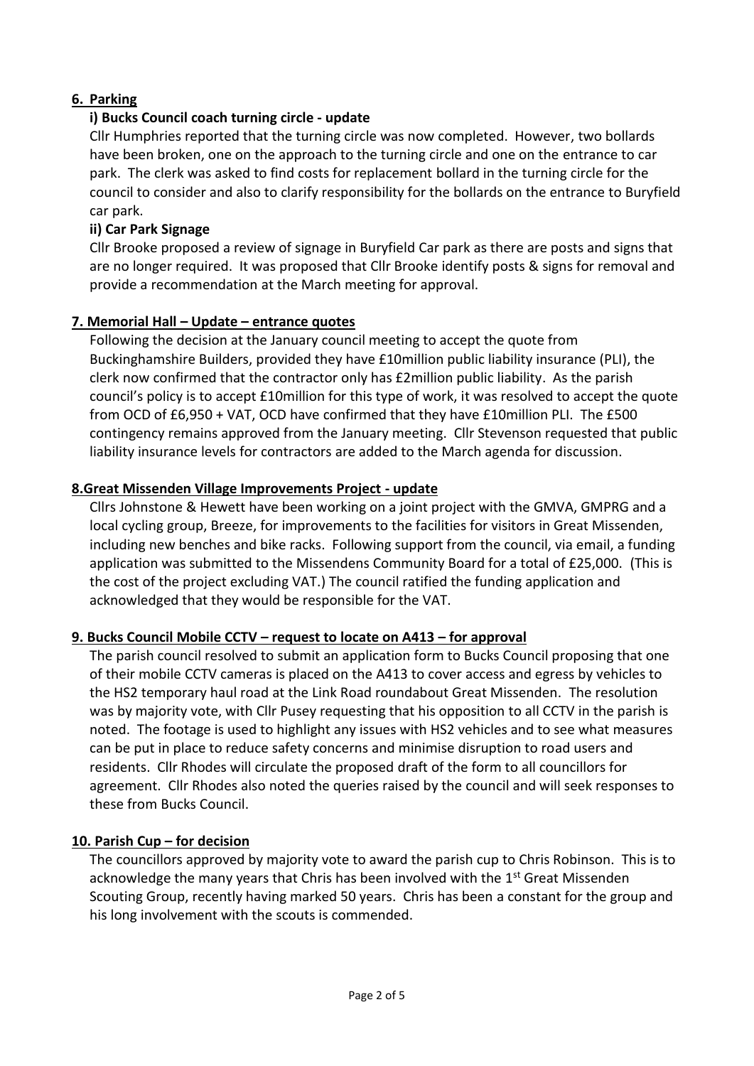## 6. Parking

### i) Bucks Council coach turning circle - update

Cllr Humphries reported that the turning circle was now completed. However, two bollards have been broken, one on the approach to the turning circle and one on the entrance to car park. The clerk was asked to find costs for replacement bollard in the turning circle for the council to consider and also to clarify responsibility for the bollards on the entrance to Buryfield car park.

### ii) Car Park Signage

Cllr Brooke proposed a review of signage in Buryfield Car park as there are posts and signs that are no longer required. It was proposed that Cllr Brooke identify posts & signs for removal and provide a recommendation at the March meeting for approval.

## 7. Memorial Hall – Update – entrance quotes

Following the decision at the January council meeting to accept the quote from Buckinghamshire Builders, provided they have £10million public liability insurance (PLI), the clerk now confirmed that the contractor only has £2million public liability. As the parish council's policy is to accept £10million for this type of work, it was resolved to accept the quote from OCD of £6,950 + VAT, OCD have confirmed that they have £10million PLI. The £500 contingency remains approved from the January meeting. Cllr Stevenson requested that public liability insurance levels for contractors are added to the March agenda for discussion.

## 8.Great Missenden Village Improvements Project - update

Cllrs Johnstone & Hewett have been working on a joint project with the GMVA, GMPRG and a local cycling group, Breeze, for improvements to the facilities for visitors in Great Missenden, including new benches and bike racks. Following support from the council, via email, a funding application was submitted to the Missendens Community Board for a total of £25,000. (This is the cost of the project excluding VAT.) The council ratified the funding application and acknowledged that they would be responsible for the VAT.

## 9. Bucks Council Mobile CCTV – request to locate on A413 – for approval

The parish council resolved to submit an application form to Bucks Council proposing that one of their mobile CCTV cameras is placed on the A413 to cover access and egress by vehicles to the HS2 temporary haul road at the Link Road roundabout Great Missenden. The resolution was by majority vote, with Cllr Pusey requesting that his opposition to all CCTV in the parish is noted. The footage is used to highlight any issues with HS2 vehicles and to see what measures can be put in place to reduce safety concerns and minimise disruption to road users and residents. Cllr Rhodes will circulate the proposed draft of the form to all councillors for agreement. Cllr Rhodes also noted the queries raised by the council and will seek responses to these from Bucks Council.

## 10. Parish Cup – for decision

The councillors approved by majority vote to award the parish cup to Chris Robinson. This is to acknowledge the many years that Chris has been involved with the 1st Great Missenden Scouting Group, recently having marked 50 years. Chris has been a constant for the group and his long involvement with the scouts is commended.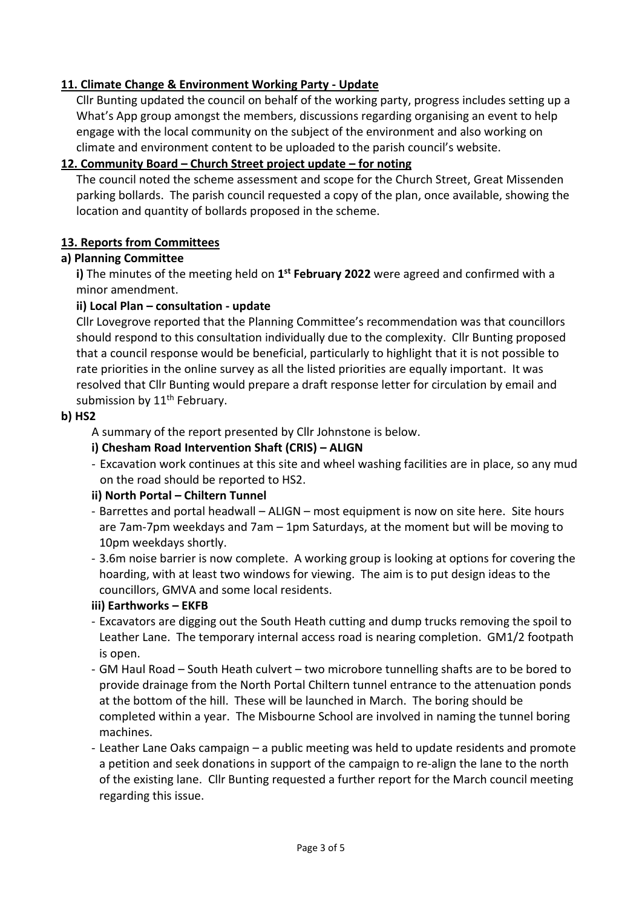**11. Climate Change & Environment Working Party - Update**

Cllr Bunting updated the council on behalf of the working party, progress includes setting up a What's App group amongst the members, discussions regarding organising an event to help engage with the local community on the subject of the environment and also working on climate and environment content to be uploaded to the parish council's website.

**12. Community Board – Church Street project update – for noting**

The council noted the scheme assessment and scope for the Church Street, Great Missenden parking bollards. The parish council requested a copy of the plan, once available, showing the location and quantity of bollards proposed in the scheme.

**13. Reports from Committees**

**a) Planning Committee**

**i)** The minutes of the meeting held on **1st February 2022** were agreed and confirmed with a minor amendment.

**ii) Local Plan – consultation - update**

Cllr Lovegrove reported that the Planning Committee's recommendation was that councillors should respond to this consultation individually due to the complexity. Cllr Bunting proposed that a council response would be beneficial, particularly to highlight that it is not possible to rate priorities in the online survey as all the listed priorities are equally important. It was resolved that Cllr Bunting would prepare a draft response letter for circulation by email and submission by 11th February.

**b) HS2**

A summary of the report presented by Cllr Johnstone is below.

**i) Chesham Road Intervention Shaft (CRIS) – ALIGN**

- Excavation work continues at this site and wheel washing facilities are in place, so any mud on the road should be reported to HS2.

**ii) North Portal – Chiltern Tunnel**

- Barrettes and portal headwall – ALIGN – most equipment is now on site here. Site hours are 7am-7pm weekdays and 7am – 1pm Saturdays, at the moment but will be moving to 10pm weekdays shortly.
- 3.6m noise barrier is now complete. A working group is looking at options for covering the hoarding, with at least two windows for viewing. The aim is to put design ideas to the councillors, GMVA and some local residents.

**iii) Earthworks – EKFB**

- Excavators are digging out the South Heath cutting and dump trucks removing the spoil to Leather Lane. The temporary internal access road is nearing completion. GM1/2 footpath is open.
- GM Haul Road – South Heath culvert – two microbore tunnelling shafts are to be bored to provide drainage from the North Portal Chiltern tunnel entrance to the attenuation ponds at the bottom of the hill. These will be launched in March. The boring should be completed within a year. The Misbourne School are involved in naming the tunnel boring machines.
- Leather Lane Oaks campaign – a public meeting was held to update residents and promote a petition and seek donations in support of the campaign to re-align the lane to the north of the existing lane. Cllr Bunting requested a further report for the March council meeting regarding this issue.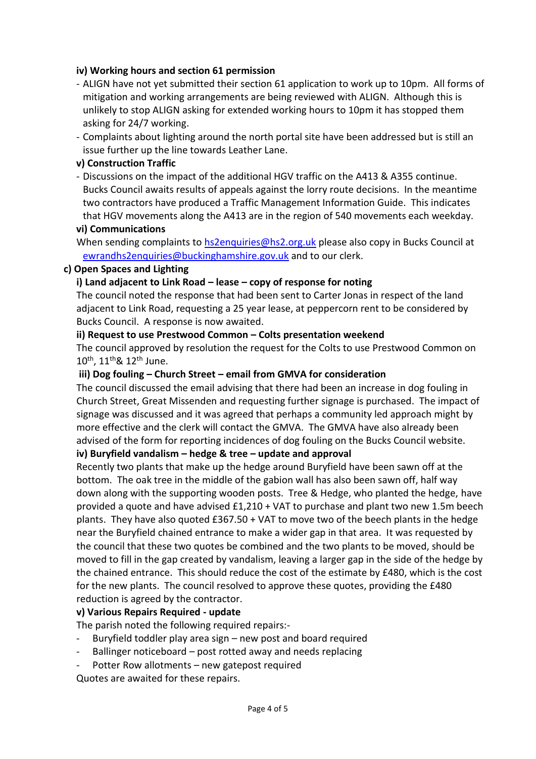**iv) Working hours and section 61 permission**

- ALIGN have not yet submitted their section 61 application to work up to 10pm. All forms of mitigation and working arrangements are being reviewed with ALIGN. Although this is unlikely to stop ALIGN asking for extended working hours to 10pm it has stopped them asking for 24/7 working.
- Complaints about lighting around the north portal site have been addressed but is still an issue further up the line towards Leather Lane.

**v) Construction Traffic**

- Discussions on the impact of the additional HGV traffic on the A413 & A355 continue. Bucks Council awaits results of appeals against the lorry route decisions. In the meantime two contractors have produced a Traffic Management Information Guide. This indicates that HGV movements along the A413 are in the region of 540 movements each weekday.

**vi) Communications**

When sending complaints to hs2enquiries@hs2.org.uk please also copy in Bucks Council at ewrandhs2enquiries@buckinghamshire.gov.uk and to our clerk.

**c) Open Spaces and Lighting**

**i) Land adjacent to Link Road – lease – copy of response for noting**

The council noted the response that had been sent to Carter Jonas in respect of the land adjacent to Link Road, requesting a 25 year lease, at peppercorn rent to be considered by Bucks Council. A response is now awaited.

**ii) Request to use Prestwood Common – Colts presentation weekend**

The council approved by resolution the request for the Colts to use Prestwood Common on 10th, 11th& 12th June.

**iii) Dog fouling – Church Street – email from GMVA for consideration**

The council discussed the email advising that there had been an increase in dog fouling in Church Street, Great Missenden and requesting further signage is purchased. The impact of signage was discussed and it was agreed that perhaps a community led approach might by more effective and the clerk will contact the GMVA. The GMVA have also already been advised of the form for reporting incidences of dog fouling on the Bucks Council website.

**iv) Buryfield vandalism – hedge & tree – update and approval**

Recently two plants that make up the hedge around Buryfield have been sawn off at the bottom. The oak tree in the middle of the gabion wall has also been sawn off, half way down along with the supporting wooden posts. Tree & Hedge, who planted the hedge, have provided a quote and have advised £1,210 + VAT to purchase and plant two new 1.5m beech plants. They have also quoted £367.50 + VAT to move two of the beech plants in the hedge near the Buryfield chained entrance to make a wider gap in that area. It was requested by the council that these two quotes be combined and the two plants to be moved, should be moved to fill in the gap created by vandalism, leaving a larger gap in the side of the hedge by the chained entrance. This should reduce the cost of the estimate by £480, which is the cost for the new plants. The council resolved to approve these quotes, providing the £480 reduction is agreed by the contractor.

**v) Various Repairs Required - update**

The parish noted the following required repairs:-

- Buryfield toddler play area sign – new post and board required
- Ballinger noticeboard – post rotted away and needs replacing
- Potter Row allotments – new gatepost required

Quotes are awaited for these repairs.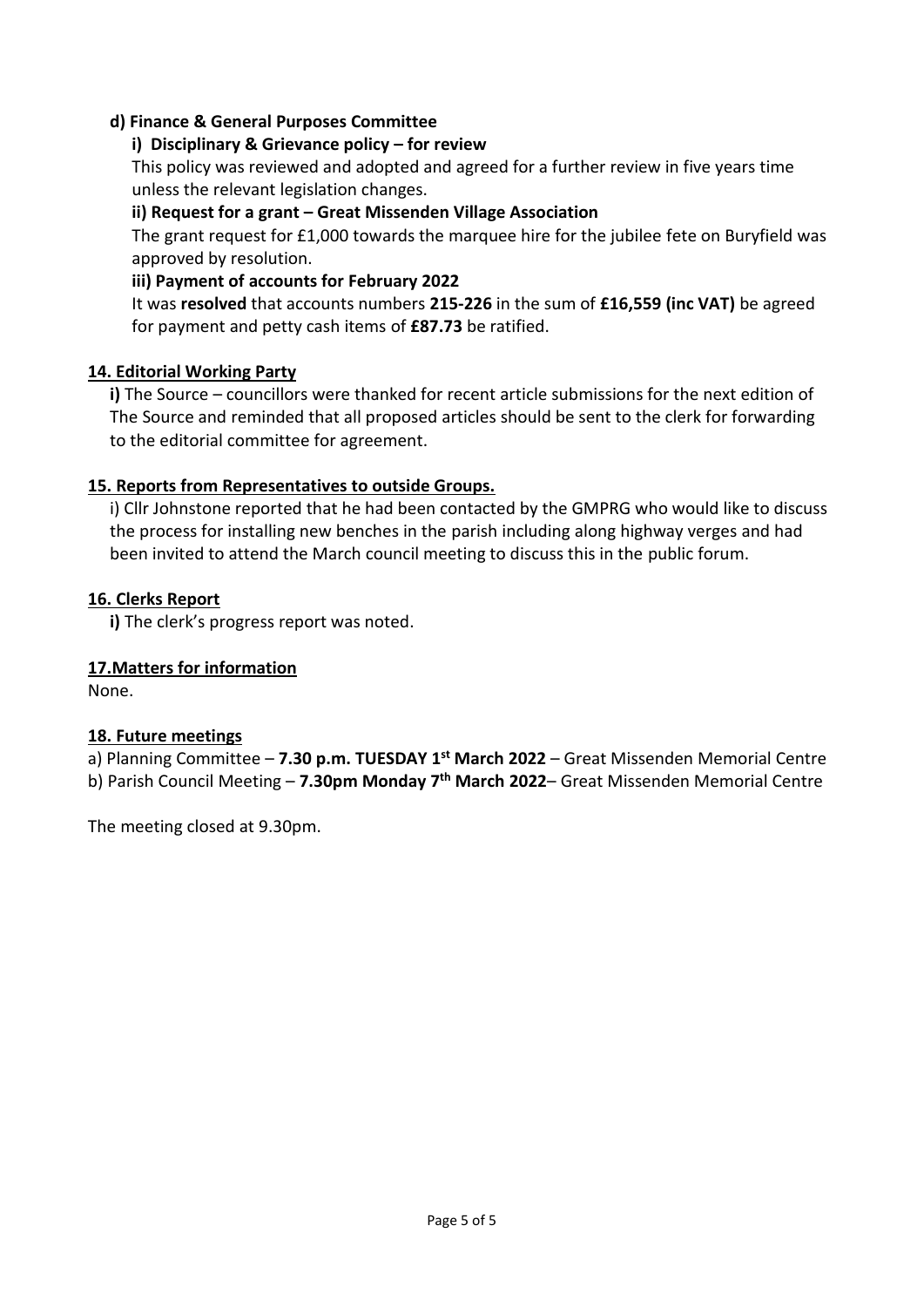**d) Finance & General Purposes Committee**

**i) Disciplinary & Grievance policy – for review**

This policy was reviewed and adopted and agreed for a further review in five years time unless the relevant legislation changes.

**ii) Request for a grant – Great Missenden Village Association**

The grant request for £1,000 towards the marquee hire for the jubilee fete on Buryfield was approved by resolution.

**iii) Payment of accounts for February 2022**

It was **resolved** that accounts numbers **215-226** in the sum of **£16,559 (inc VAT)** be agreed for payment and petty cash items of **£87.73** be ratified.

## 14. Editorial Working Party

**i)** The Source – councillors were thanked for recent article submissions for the next edition of The Source and reminded that all proposed articles should be sent to the clerk for forwarding to the editorial committee for agreement.

## 15. Reports from Representatives to outside Groups.

i) Cllr Johnstone reported that he had been contacted by the GMPRG who would like to discuss the process for installing new benches in the parish including along highway verges and had been invited to attend the March council meeting to discuss this in the public forum.

## 16. Clerks Report

**i)** The clerk's progress report was noted.

## 17.Matters for information

None.

## 18. Future meetings

a) Planning Committee – **7.30 p.m. TUESDAY 1st March 2022** – Great Missenden Memorial Centre
b) Parish Council Meeting – **7.30pm Monday 7th March 2022**– Great Missenden Memorial Centre

The meeting closed at 9.30pm.